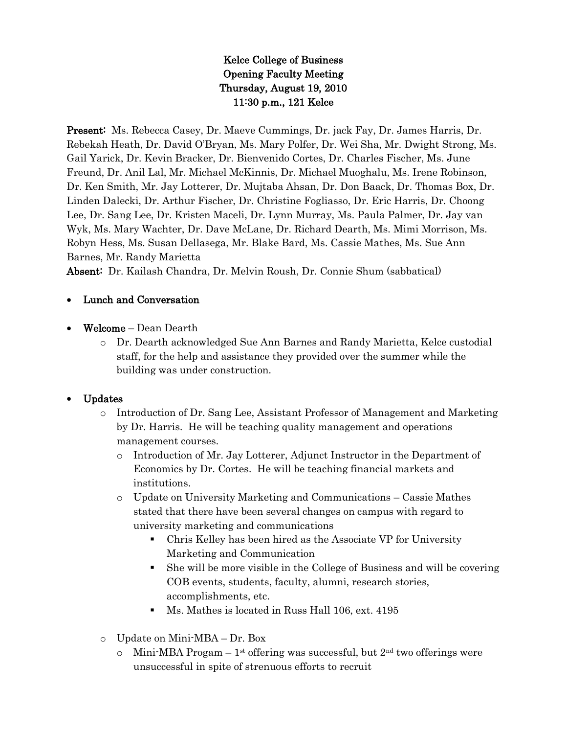**Kelce College of Business**
**Opening Faculty Meeting**
**Thursday, August 19, 2010**
**11:30 p.m., 121 Kelce**

**Present:** Ms. Rebecca Casey, Dr. Maeve Cummings, Dr. jack Fay, Dr. James Harris, Dr. Rebekah Heath, Dr. David O'Bryan, Ms. Mary Polfer, Dr. Wei Sha, Mr. Dwight Strong, Ms. Gail Yarick, Dr. Kevin Bracker, Dr. Bienvenido Cortes, Dr. Charles Fischer, Ms. June Freund, Dr. Anil Lal, Mr. Michael McKinnis, Dr. Michael Muoghalu, Ms. Irene Robinson, Dr. Ken Smith, Mr. Jay Lotterer, Dr. Mujtaba Ahsan, Dr. Don Baack, Dr. Thomas Box, Dr. Linden Dalecki, Dr. Arthur Fischer, Dr. Christine Fogliasso, Dr. Eric Harris, Dr. Choong Lee, Dr. Sang Lee, Dr. Kristen Maceli, Dr. Lynn Murray, Ms. Paula Palmer, Dr. Jay van Wyk, Ms. Mary Wachter, Dr. Dave McLane, Dr. Richard Dearth, Ms. Mimi Morrison, Ms. Robyn Hess, Ms. Susan Dellasega, Mr. Blake Bard, Ms. Cassie Mathes, Ms. Sue Ann Barnes, Mr. Randy Marietta

**Absent:** Dr. Kailash Chandra, Dr. Melvin Roush, Dr. Connie Shum (sabbatical)

- **Lunch and Conversation**
- **Welcome** – Dean Dearth
  - Dr. Dearth acknowledged Sue Ann Barnes and Randy Marietta, Kelce custodial staff, for the help and assistance they provided over the summer while the building was under construction.
- **Updates**
  - Introduction of Dr. Sang Lee, Assistant Professor of Management and Marketing by Dr. Harris. He will be teaching quality management and operations management courses.
    - Introduction of Mr. Jay Lotterer, Adjunct Instructor in the Department of Economics by Dr. Cortes. He will be teaching financial markets and institutions.
    - Update on University Marketing and Communications – Cassie Mathes stated that there have been several changes on campus with regard to university marketing and communications
      - Chris Kelley has been hired as the Associate VP for University Marketing and Communication
      - She will be more visible in the College of Business and will be covering COB events, students, faculty, alumni, research stories, accomplishments, etc.
      - Ms. Mathes is located in Russ Hall 106, ext. 4195
  - Update on Mini-MBA – Dr. Box
    - Mini-MBA Progam – 1st offering was successful, but 2nd two offerings were unsuccessful in spite of strenuous efforts to recruit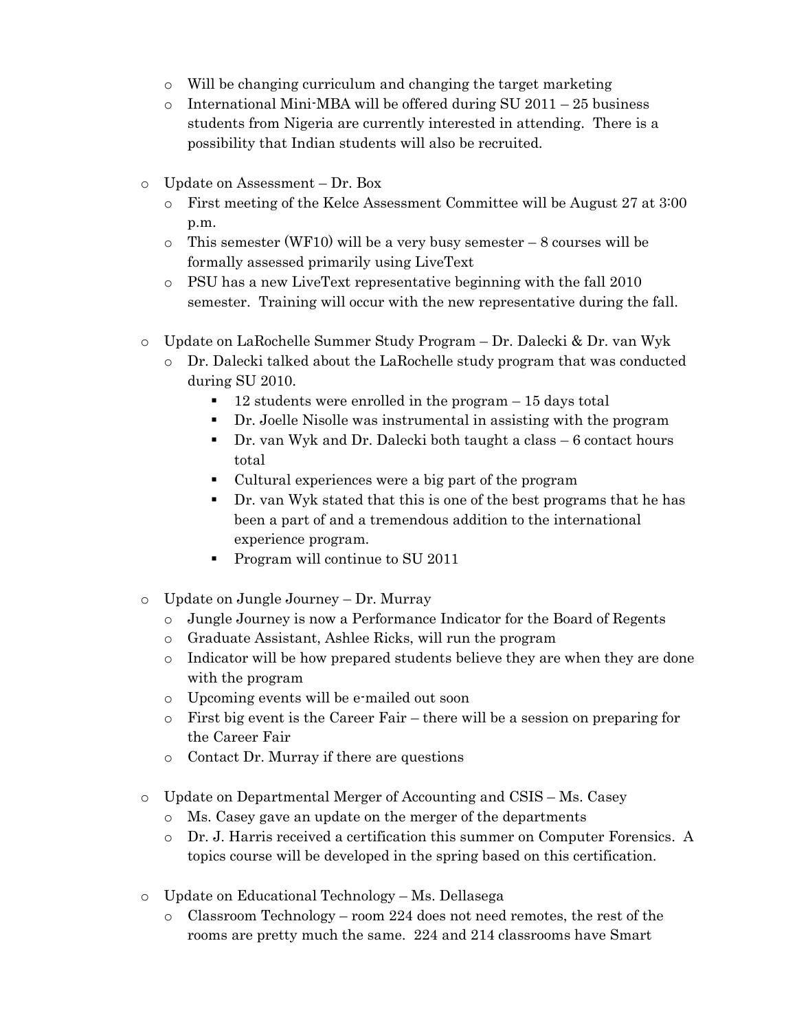- Will be changing curriculum and changing the target marketing
  - International Mini-MBA will be offered during SU 2011 – 25 business students from Nigeria are currently interested in attending. There is a possibility that Indian students will also be recruited.

- Update on Assessment – Dr. Box
  - First meeting of the Kelce Assessment Committee will be August 27 at 3:00 p.m.
  - This semester (WF10) will be a very busy semester – 8 courses will be formally assessed primarily using LiveText
  - PSU has a new LiveText representative beginning with the fall 2010 semester. Training will occur with the new representative during the fall.

- Update on LaRochelle Summer Study Program – Dr. Dalecki & Dr. van Wyk
  - Dr. Dalecki talked about the LaRochelle study program that was conducted during SU 2010.
    - 12 students were enrolled in the program – 15 days total
    - Dr. Joelle Nisolle was instrumental in assisting with the program
    - Dr. van Wyk and Dr. Dalecki both taught a class – 6 contact hours total
    - Cultural experiences were a big part of the program
    - Dr. van Wyk stated that this is one of the best programs that he has been a part of and a tremendous addition to the international experience program.
    - Program will continue to SU 2011

- Update on Jungle Journey – Dr. Murray
  - Jungle Journey is now a Performance Indicator for the Board of Regents
  - Graduate Assistant, Ashlee Ricks, will run the program
  - Indicator will be how prepared students believe they are when they are done with the program
  - Upcoming events will be e-mailed out soon
  - First big event is the Career Fair – there will be a session on preparing for the Career Fair
  - Contact Dr. Murray if there are questions

- Update on Departmental Merger of Accounting and CSIS – Ms. Casey
  - Ms. Casey gave an update on the merger of the departments
  - Dr. J. Harris received a certification this summer on Computer Forensics. A topics course will be developed in the spring based on this certification.

- Update on Educational Technology – Ms. Dellasega
  - Classroom Technology – room 224 does not need remotes, the rest of the rooms are pretty much the same. 224 and 214 classrooms have Smart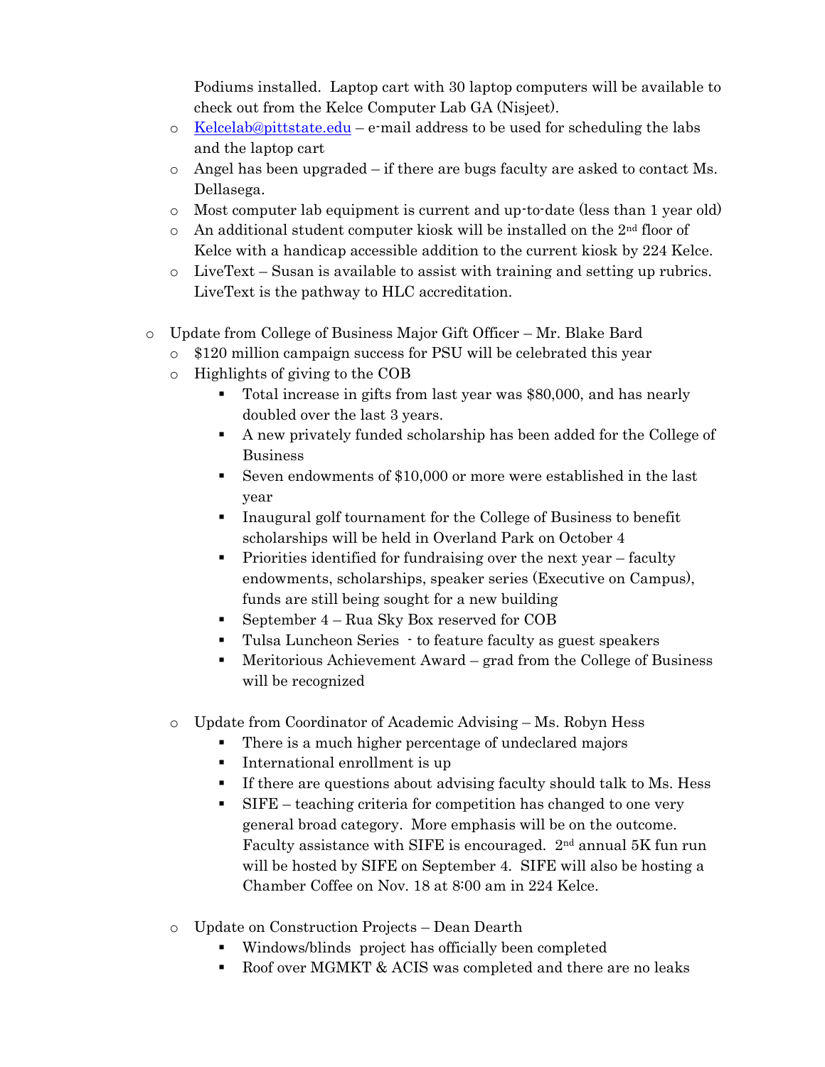Podiums installed. Laptop cart with 30 laptop computers will be available to check out from the Kelce Computer Lab GA (Nisjeet).

  - Kelcelab@pittstate.edu – e-mail address to be used for scheduling the labs and the laptop cart
  - Angel has been upgraded – if there are bugs faculty are asked to contact Ms. Dellasega.
  - Most computer lab equipment is current and up-to-date (less than 1 year old)
  - An additional student computer kiosk will be installed on the 2nd floor of Kelce with a handicap accessible addition to the current kiosk by 224 Kelce.
  - LiveText – Susan is available to assist with training and setting up rubrics. LiveText is the pathway to HLC accreditation.

- Update from College of Business Major Gift Officer – Mr. Blake Bard
  - $120 million campaign success for PSU will be celebrated this year
  - Highlights of giving to the COB
    - Total increase in gifts from last year was $80,000, and has nearly doubled over the last 3 years.
    - A new privately funded scholarship has been added for the College of Business
    - Seven endowments of $10,000 or more were established in the last year
    - Inaugural golf tournament for the College of Business to benefit scholarships will be held in Overland Park on October 4
    - Priorities identified for fundraising over the next year – faculty endowments, scholarships, speaker series (Executive on Campus), funds are still being sought for a new building
    - September 4 – Rua Sky Box reserved for COB
    - Tulsa Luncheon Series - to feature faculty as guest speakers
    - Meritorious Achievement Award – grad from the College of Business will be recognized

  - Update from Coordinator of Academic Advising – Ms. Robyn Hess
    - There is a much higher percentage of undeclared majors
    - International enrollment is up
    - If there are questions about advising faculty should talk to Ms. Hess
    - SIFE – teaching criteria for competition has changed to one very general broad category. More emphasis will be on the outcome. Faculty assistance with SIFE is encouraged. 2nd annual 5K fun run will be hosted by SIFE on September 4. SIFE will also be hosting a Chamber Coffee on Nov. 18 at 8:00 am in 224 Kelce.

  - Update on Construction Projects – Dean Dearth
    - Windows/blinds project has officially been completed
    - Roof over MGMKT & ACIS was completed and there are no leaks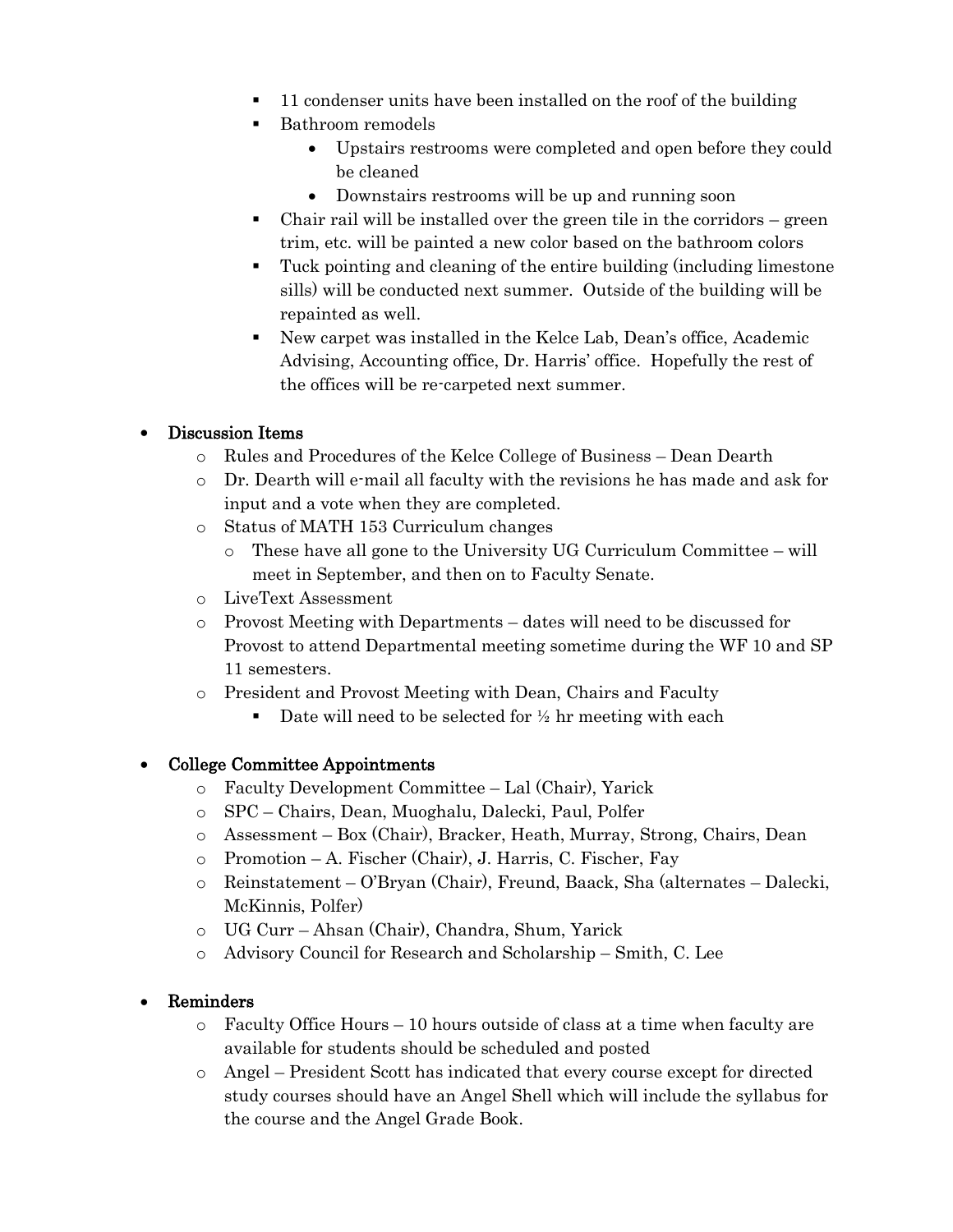- 11 condenser units have been installed on the roof of the building
    - Bathroom remodels
      - Upstairs restrooms were completed and open before they could be cleaned
      - Downstairs restrooms will be up and running soon
    - Chair rail will be installed over the green tile in the corridors – green trim, etc. will be painted a new color based on the bathroom colors
    - Tuck pointing and cleaning of the entire building (including limestone sills) will be conducted next summer. Outside of the building will be repainted as well.
    - New carpet was installed in the Kelce Lab, Dean's office, Academic Advising, Accounting office, Dr. Harris' office. Hopefully the rest of the offices will be re-carpeted next summer.

- **Discussion Items**
  - Rules and Procedures of the Kelce College of Business – Dean Dearth
  - Dr. Dearth will e-mail all faculty with the revisions he has made and ask for input and a vote when they are completed.
  - Status of MATH 153 Curriculum changes
    - These have all gone to the University UG Curriculum Committee – will meet in September, and then on to Faculty Senate.
  - LiveText Assessment
  - Provost Meeting with Departments – dates will need to be discussed for Provost to attend Departmental meeting sometime during the WF 10 and SP 11 semesters.
  - President and Provost Meeting with Dean, Chairs and Faculty
    - Date will need to be selected for ½ hr meeting with each

- **College Committee Appointments**
  - Faculty Development Committee – Lal (Chair), Yarick
  - SPC – Chairs, Dean, Muoghalu, Dalecki, Paul, Polfer
  - Assessment – Box (Chair), Bracker, Heath, Murray, Strong, Chairs, Dean
  - Promotion – A. Fischer (Chair), J. Harris, C. Fischer, Fay
  - Reinstatement – O'Bryan (Chair), Freund, Baack, Sha (alternates – Dalecki, McKinnis, Polfer)
  - UG Curr – Ahsan (Chair), Chandra, Shum, Yarick
  - Advisory Council for Research and Scholarship – Smith, C. Lee

- **Reminders**
  - Faculty Office Hours – 10 hours outside of class at a time when faculty are available for students should be scheduled and posted
  - Angel – President Scott has indicated that every course except for directed study courses should have an Angel Shell which will include the syllabus for the course and the Angel Grade Book.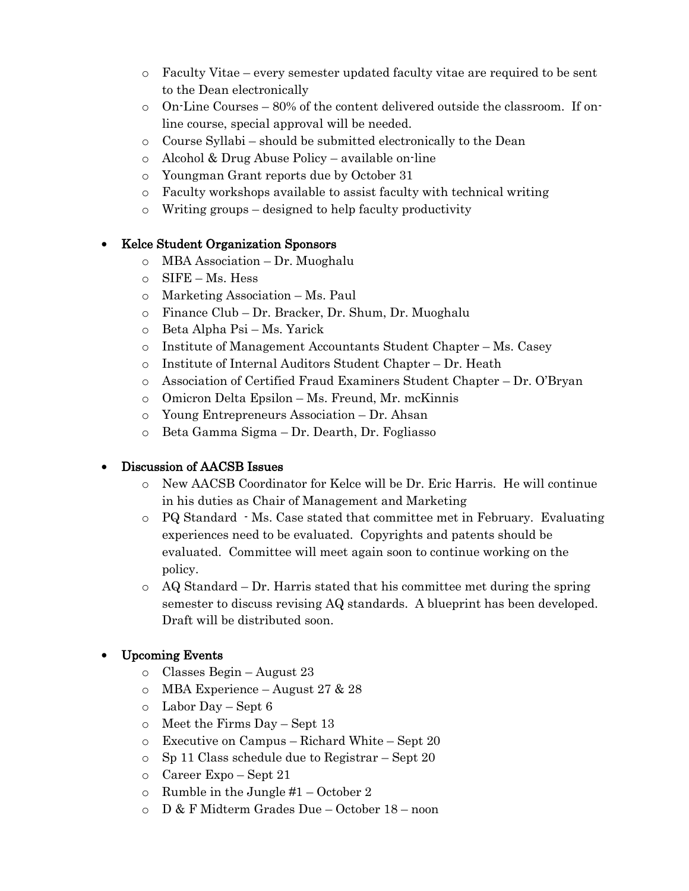- Faculty Vitae – every semester updated faculty vitae are required to be sent to the Dean electronically
- On-Line Courses – 80% of the content delivered outside the classroom. If on-line course, special approval will be needed.
- Course Syllabi – should be submitted electronically to the Dean
- Alcohol & Drug Abuse Policy – available on-line
- Youngman Grant reports due by October 31
- Faculty workshops available to assist faculty with technical writing
- Writing groups – designed to help faculty productivity

- **Kelce Student Organization Sponsors**
  - MBA Association – Dr. Muoghalu
  - SIFE – Ms. Hess
  - Marketing Association – Ms. Paul
  - Finance Club – Dr. Bracker, Dr. Shum, Dr. Muoghalu
  - Beta Alpha Psi – Ms. Yarick
  - Institute of Management Accountants Student Chapter – Ms. Casey
  - Institute of Internal Auditors Student Chapter – Dr. Heath
  - Association of Certified Fraud Examiners Student Chapter – Dr. O'Bryan
  - Omicron Delta Epsilon – Ms. Freund, Mr. mcKinnis
  - Young Entrepreneurs Association – Dr. Ahsan
  - Beta Gamma Sigma – Dr. Dearth, Dr. Fogliasso

- **Discussion of AACSB Issues**
  - New AACSB Coordinator for Kelce will be Dr. Eric Harris. He will continue in his duties as Chair of Management and Marketing
  - PQ Standard - Ms. Case stated that committee met in February. Evaluating experiences need to be evaluated. Copyrights and patents should be evaluated. Committee will meet again soon to continue working on the policy.
  - AQ Standard – Dr. Harris stated that his committee met during the spring semester to discuss revising AQ standards. A blueprint has been developed. Draft will be distributed soon.

- **Upcoming Events**
  - Classes Begin – August 23
  - MBA Experience – August 27 & 28
  - Labor Day – Sept 6
  - Meet the Firms Day – Sept 13
  - Executive on Campus – Richard White – Sept 20
  - Sp 11 Class schedule due to Registrar – Sept 20
  - Career Expo – Sept 21
  - Rumble in the Jungle #1 – October 2
  - D & F Midterm Grades Due – October 18 – noon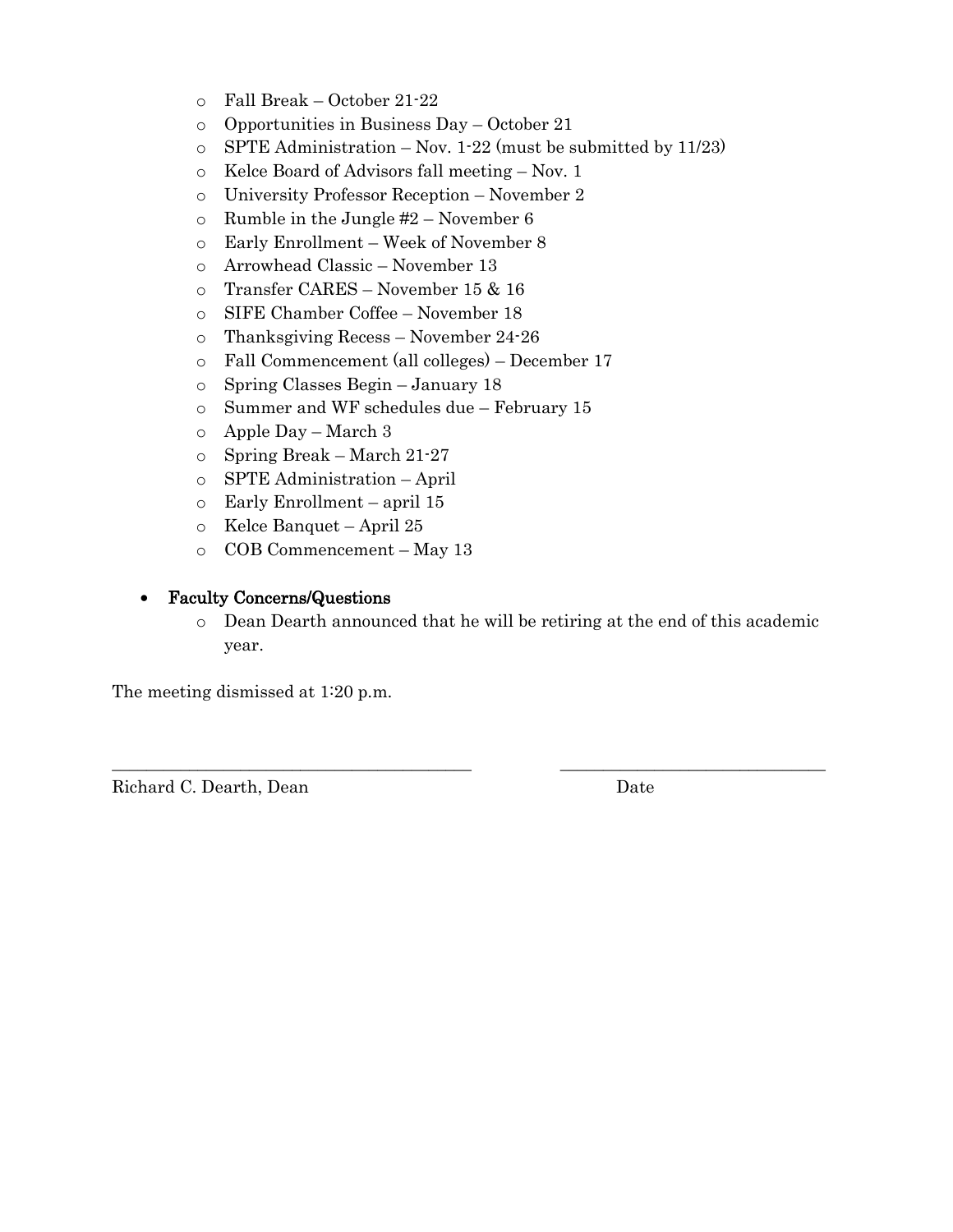- Fall Break – October 21-22
  - Opportunities in Business Day – October 21
  - SPTE Administration – Nov. 1-22 (must be submitted by 11/23)
  - Kelce Board of Advisors fall meeting – Nov. 1
  - University Professor Reception – November 2
  - Rumble in the Jungle #2 – November 6
  - Early Enrollment – Week of November 8
  - Arrowhead Classic – November 13
  - Transfer CARES – November 15 & 16
  - SIFE Chamber Coffee – November 18
  - Thanksgiving Recess – November 24-26
  - Fall Commencement (all colleges) – December 17
  - Spring Classes Begin – January 18
  - Summer and WF schedules due – February 15
  - Apple Day – March 3
  - Spring Break – March 21-27
  - SPTE Administration – April
  - Early Enrollment – april 15
  - Kelce Banquet – April 25
  - COB Commencement – May 13

- **Faculty Concerns/Questions**
  - Dean Dearth announced that he will be retiring at the end of this academic year.

The meeting dismissed at 1:20 p.m.

\_\_\_\_\_\_\_\_\_\_\_\_\_\_\_\_\_\_\_\_\_\_\_\_\_\_\_\_\_\_\_\_\_\_\_\_\_\_\_\_ \_\_\_\_\_\_\_\_\_\_\_\_\_\_\_\_\_\_\_\_\_\_\_\_\_\_\_\_\_\_

Richard C. Dearth, Dean Date